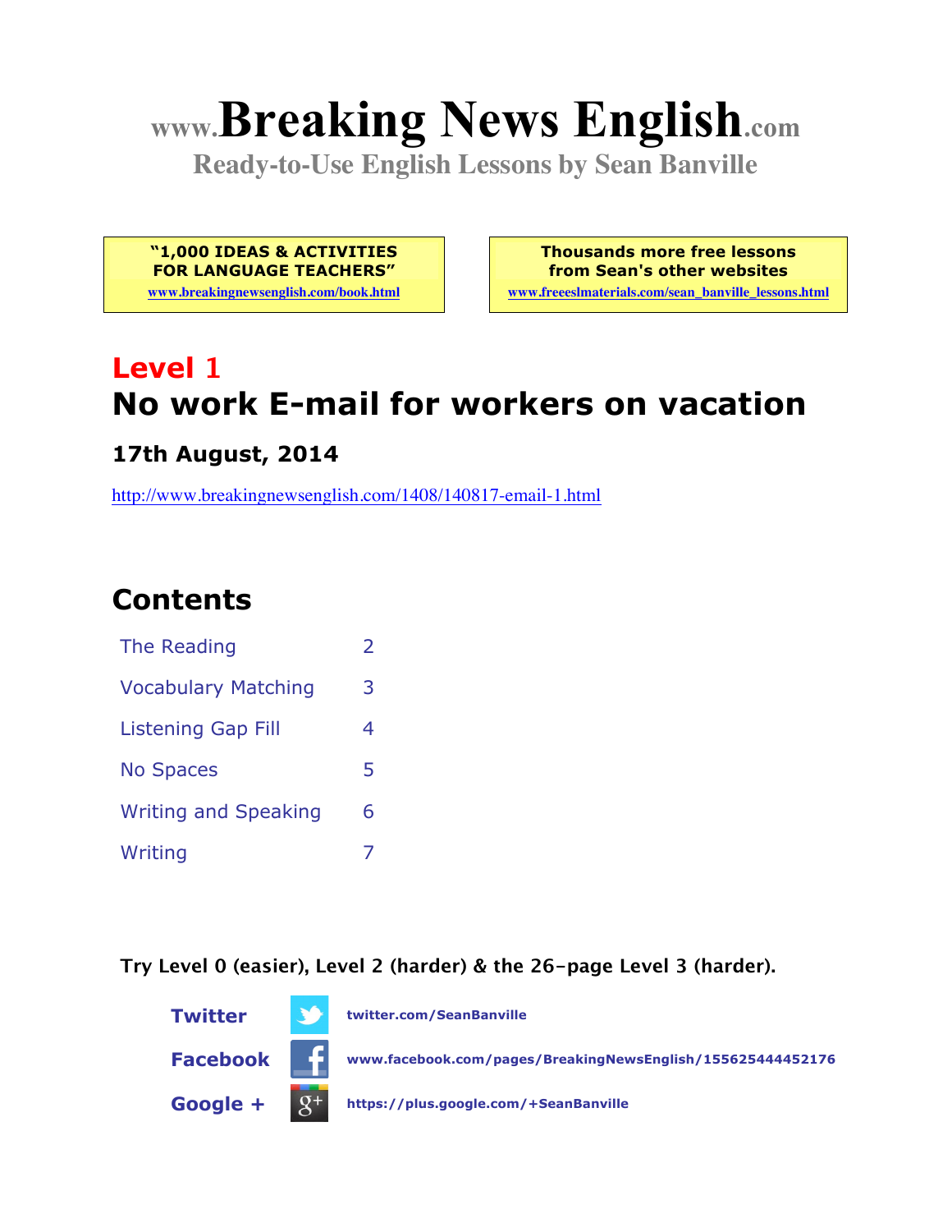# www.Breaking News English.com

**Ready-to-Use English Lessons by Sean Banville**

**"1,000 IDEAS & ACTIVITIES FOR LANGUAGE TEACHERS"**
www.breakingnewsenglish.com/book.html

**Thousands more free lessons from Sean's other websites**
www.freeeslmaterials.com/sean_banville_lessons.html

## Level 1
## No work E-mail for workers on vacation

### 17th August, 2014

http://www.breakingnewsenglish.com/1408/140817-email-1.html

## Contents

| | |
|---|---|
| The Reading | 2 |
| Vocabulary Matching | 3 |
| Listening Gap Fill | 4 |
| No Spaces | 5 |
| Writing and Speaking | 6 |
| Writing | 7 |

**Try Level 0 (easier), Level 2 (harder) & the 26-page Level 3 (harder).**

**Twitter** twitter.com/SeanBanville

**Facebook** www.facebook.com/pages/BreakingNewsEnglish/155625444452176

**Google +** https://plus.google.com/+SeanBanville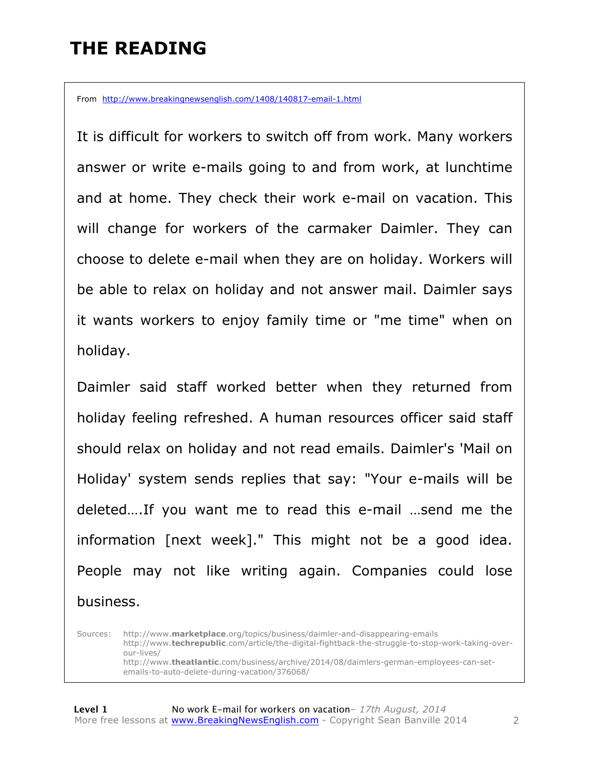# THE READING

From http://www.breakingnewsenglish.com/1408/140817-email-1.html

It is difficult for workers to switch off from work. Many workers answer or write e-mails going to and from work, at lunchtime and at home. They check their work e-mail on vacation. This will change for workers of the carmaker Daimler. They can choose to delete e-mail when they are on holiday. Workers will be able to relax on holiday and not answer mail. Daimler says it wants workers to enjoy family time or "me time" when on holiday.

Daimler said staff worked better when they returned from holiday feeling refreshed. A human resources officer said staff should relax on holiday and not read emails. Daimler's 'Mail on Holiday' system sends replies that say: "Your e-mails will be deleted….If you want me to read this e-mail …send me the information [next week]." This might not be a good idea. People may not like writing again. Companies could lose business.

Sources: http://www.**marketplace**.org/topics/business/daimler-and-disappearing-emails
http://www.**techrepublic**.com/article/the-digital-fightback-the-struggle-to-stop-work-taking-over-our-lives/
http://www.**theatlantic**.com/business/archive/2014/08/daimlers-german-employees-can-set-emails-to-auto-delete-during-vacation/376068/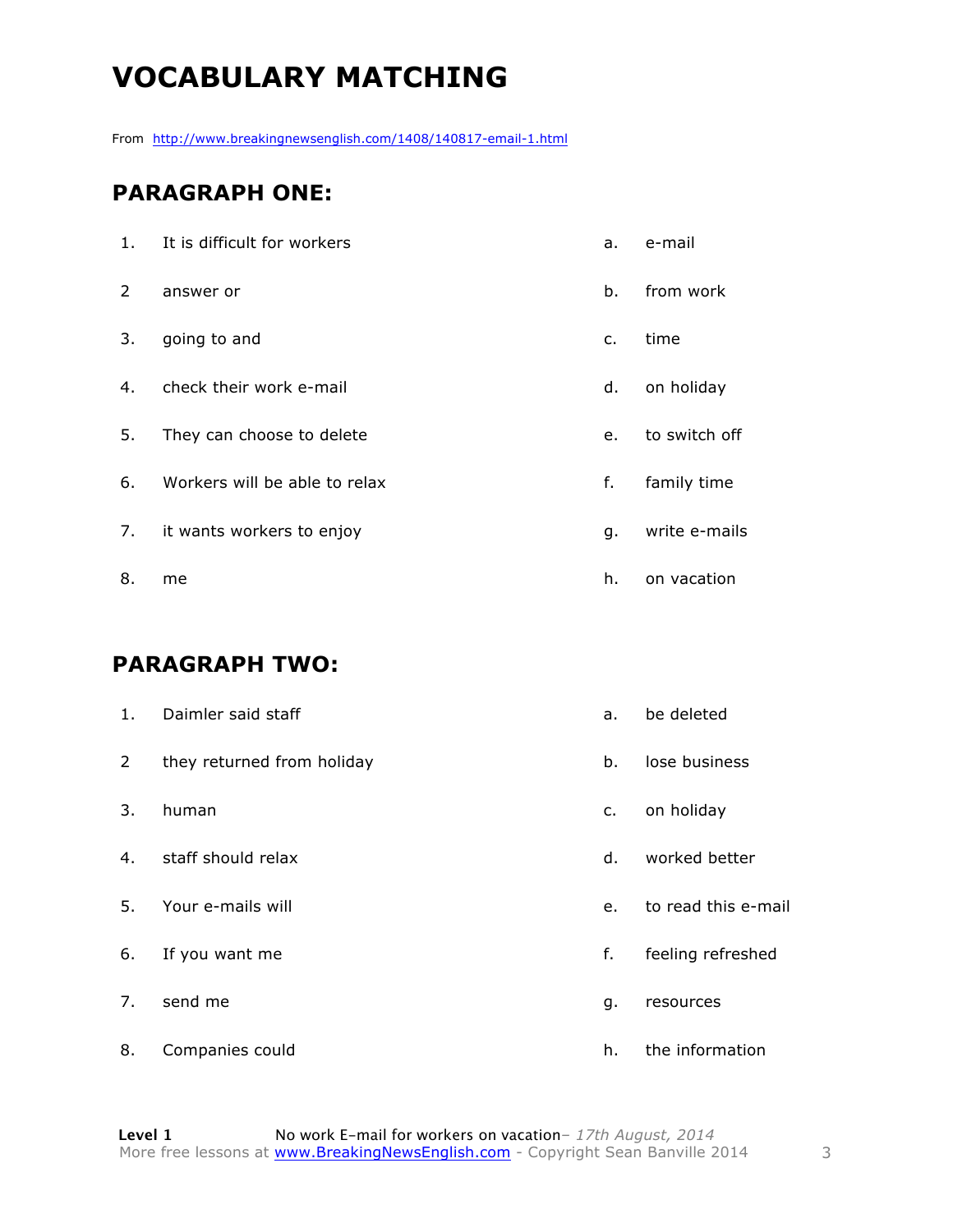# VOCABULARY MATCHING

From http://www.breakingnewsenglish.com/1408/140817-email-1.html

## PARAGRAPH ONE:

| | | | |
|---|---|---|---|
| 1. | It is difficult for workers | a. | e-mail |
| 2 | answer or | b. | from work |
| 3. | going to and | c. | time |
| 4. | check their work e-mail | d. | on holiday |
| 5. | They can choose to delete | e. | to switch off |
| 6. | Workers will be able to relax | f. | family time |
| 7. | it wants workers to enjoy | g. | write e-mails |
| 8. | me | h. | on vacation |

## PARAGRAPH TWO:

| | | | |
|---|---|---|---|
| 1. | Daimler said staff | a. | be deleted |
| 2 | they returned from holiday | b. | lose business |
| 3. | human | c. | on holiday |
| 4. | staff should relax | d. | worked better |
| 5. | Your e-mails will | e. | to read this e-mail |
| 6. | If you want me | f. | feeling refreshed |
| 7. | send me | g. | resources |
| 8. | Companies could | h. | the information |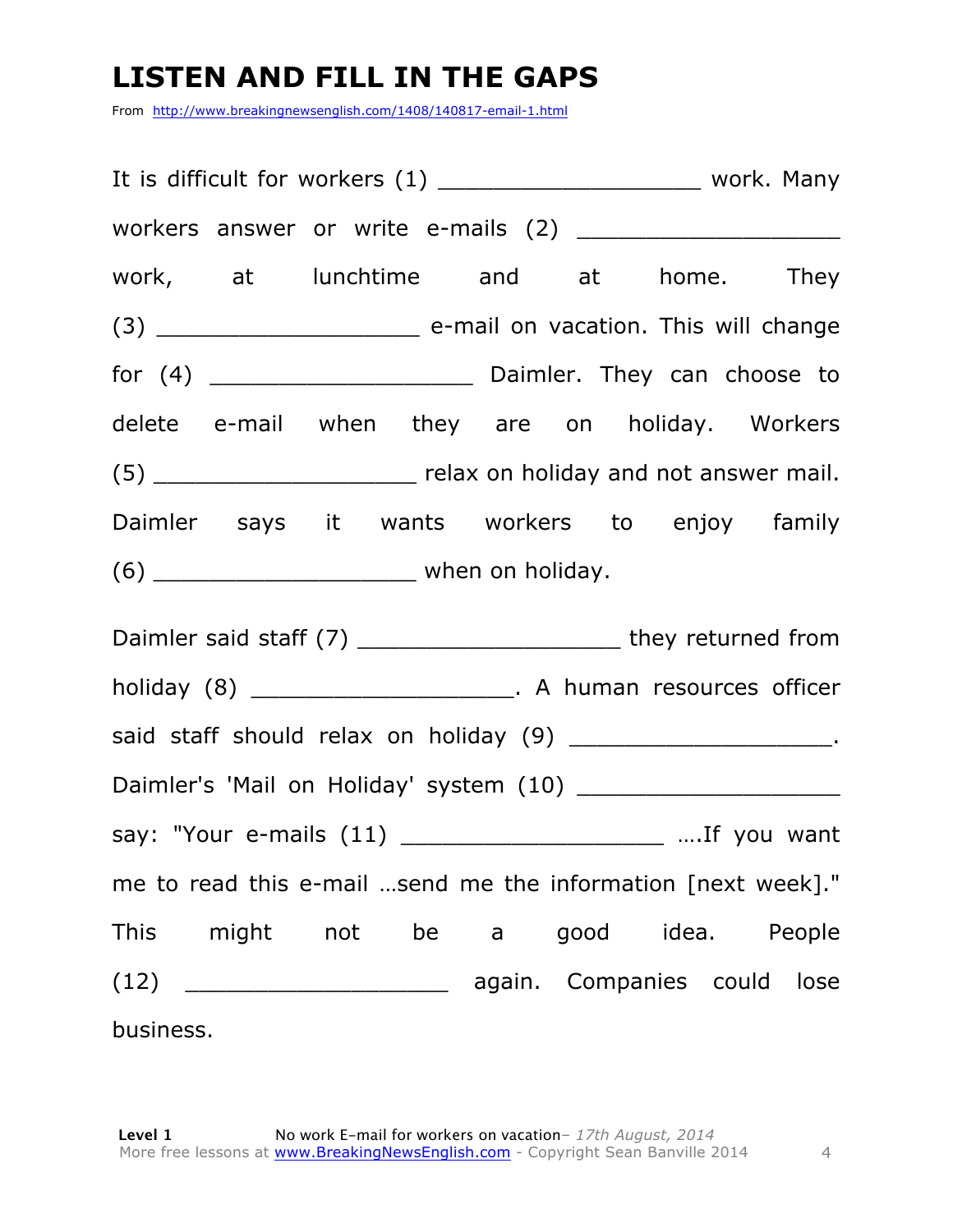# LISTEN AND FILL IN THE GAPS

From http://www.breakingnewsenglish.com/1408/140817-email-1.html

It is difficult for workers (1) ___________________ work. Many workers answer or write e-mails (2) ___________________ work, at lunchtime and at home. They (3) ___________________ e-mail on vacation. This will change for (4) ___________________ Daimler. They can choose to delete e-mail when they are on holiday. Workers (5) ___________________ relax on holiday and not answer mail. Daimler says it wants workers to enjoy family (6) ___________________ when on holiday.

Daimler said staff (7) ___________________ they returned from holiday (8) ___________________. A human resources officer said staff should relax on holiday (9) ___________________. Daimler's 'Mail on Holiday' system (10) ___________________ say: "Your e-mails (11) ___________________ ….If you want me to read this e-mail …send me the information [next week]." This might not be a good idea. People (12) ___________________ again. Companies could lose business.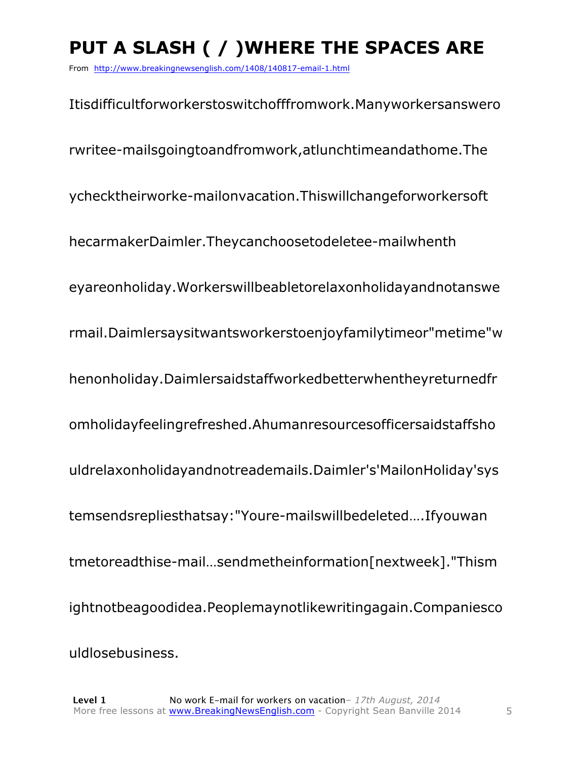# PUT A SLASH ( / )WHERE THE SPACES ARE

From http://www.breakingnewsenglish.com/1408/140817-email-1.html

Itisdifficultforworkerstoswitchofffromwork.Manyworkersanswero

rwritee-mailsgoingtoandfromwork,atlunchtimeandathome.The

ychecktheirworke-mailonvacation.Thiswillchangeforworkersoft

hecarmakerDaimler.Theycanchoosetodeletee-mailwhenth

eyareonholiday.Workerswillbeabletorelaxonholidayandnotanswe

rmail.Daimlersaysitwantsworkerstoenjoyfamilytimeor"metime"w

henonholiday.Daimlersaidstaffworkedbetterwhentheyreturnedfr

omholidayfeelingrefreshed.Ahumanresourcesofficersaidstaffsho

uldrelaxonholidayandnotreademails.Daimler's'MailonHoliday'sys

temsendsrepliesthatsay:"Youre-mailswillbedeleted….Ifyouwan

tmetoreadthise-mail…sendmetheinformation[nextweek]."Thism

ightnotbeagoodidea.Peoplemaynotlikewritingagain.Companiesco

uldlosebusiness.

**Level 1** No work E-mail for workers on vacation– *17th August, 2014*
More free lessons at www.BreakingNewsEnglish.com - Copyright Sean Banville 2014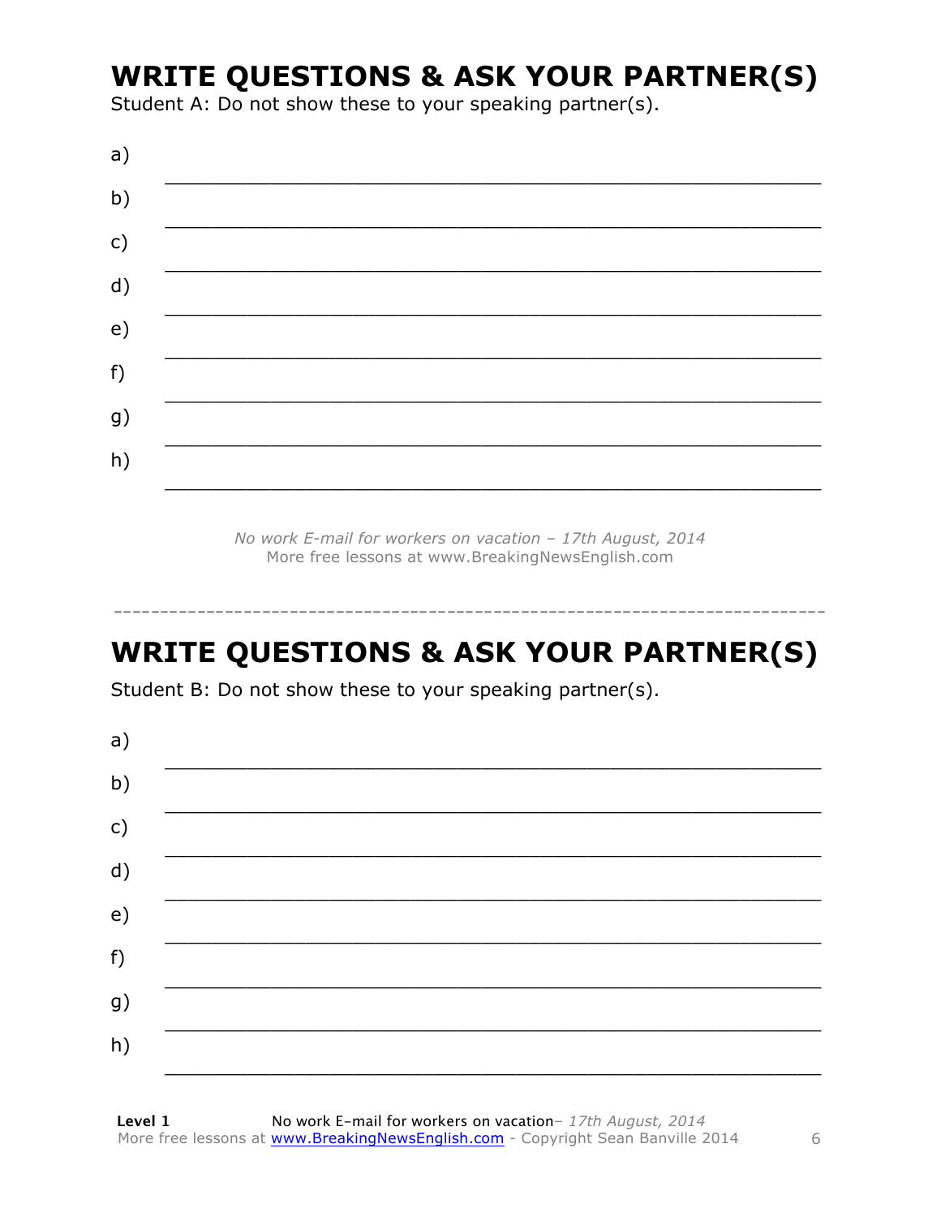# WRITE QUESTIONS & ASK YOUR PARTNER(S)

Student A: Do not show these to your speaking partner(s).

a) ___________________________________________________________

b) ___________________________________________________________

c) ___________________________________________________________

d) ___________________________________________________________

e) ___________________________________________________________

f) ___________________________________________________________

g) ___________________________________________________________

h) ___________________________________________________________

*No work E-mail for workers on vacation – 17th August, 2014*
More free lessons at www.BreakingNewsEnglish.com

---

# WRITE QUESTIONS & ASK YOUR PARTNER(S)

Student B: Do not show these to your speaking partner(s).

a) ___________________________________________________________

b) ___________________________________________________________

c) ___________________________________________________________

d) ___________________________________________________________

e) ___________________________________________________________

f) ___________________________________________________________

g) ___________________________________________________________

h) ___________________________________________________________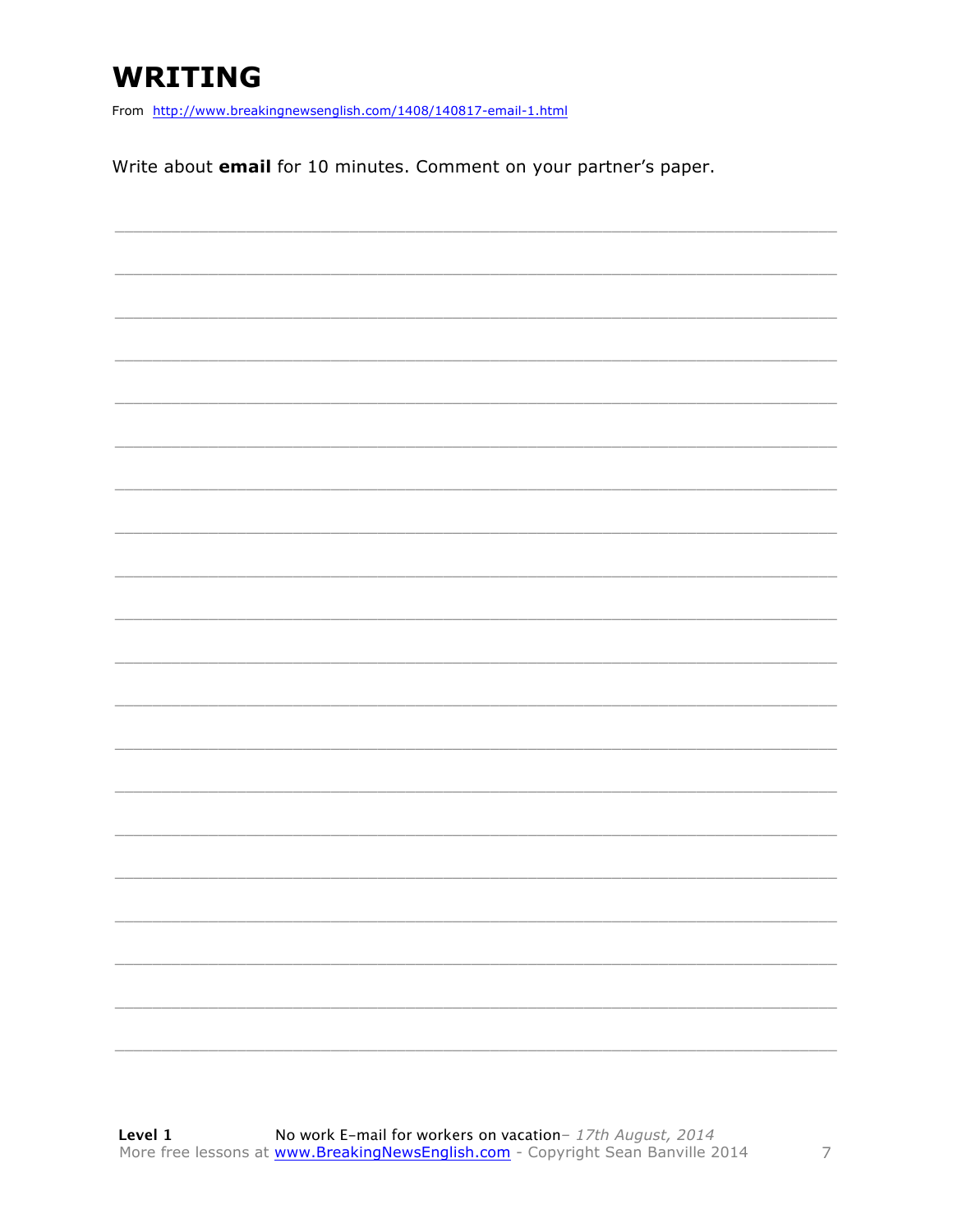# WRITING

From http://www.breakingnewsenglish.com/1408/140817-email-1.html

Write about **email** for 10 minutes. Comment on your partner's paper.

___________________________________________________________________________

___________________________________________________________________________

___________________________________________________________________________

___________________________________________________________________________

___________________________________________________________________________

___________________________________________________________________________

___________________________________________________________________________

___________________________________________________________________________

___________________________________________________________________________

___________________________________________________________________________

___________________________________________________________________________

___________________________________________________________________________

___________________________________________________________________________

___________________________________________________________________________

___________________________________________________________________________

___________________________________________________________________________

___________________________________________________________________________

___________________________________________________________________________

___________________________________________________________________________

___________________________________________________________________________